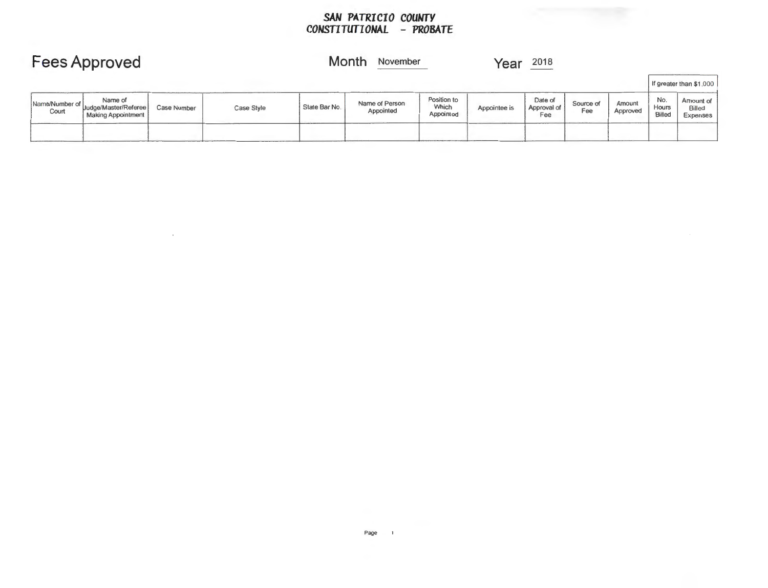**SAN PATRICIO COUNTY**
**CONSTITUTIONAL - PROBATE**

# Fees Approved

Month November    Year 2018

| Name/Number of Court | Name of Judge/Master/Referee Making Appointment | Case Number | Case Style | State Bar No. | Name of Person Appointed | Position to Which Appointed | Appointee is | Date of Approval of Fee | Source of Fee | Amount Approved | If greater than $1,000 | |
|---|---|---|---|---|---|---|---|---|---|---|---|---|
| | | | | | | | | | | | No. Hours Billed | Amount of Billed Expenses |
| | | | | | | | | | | | | |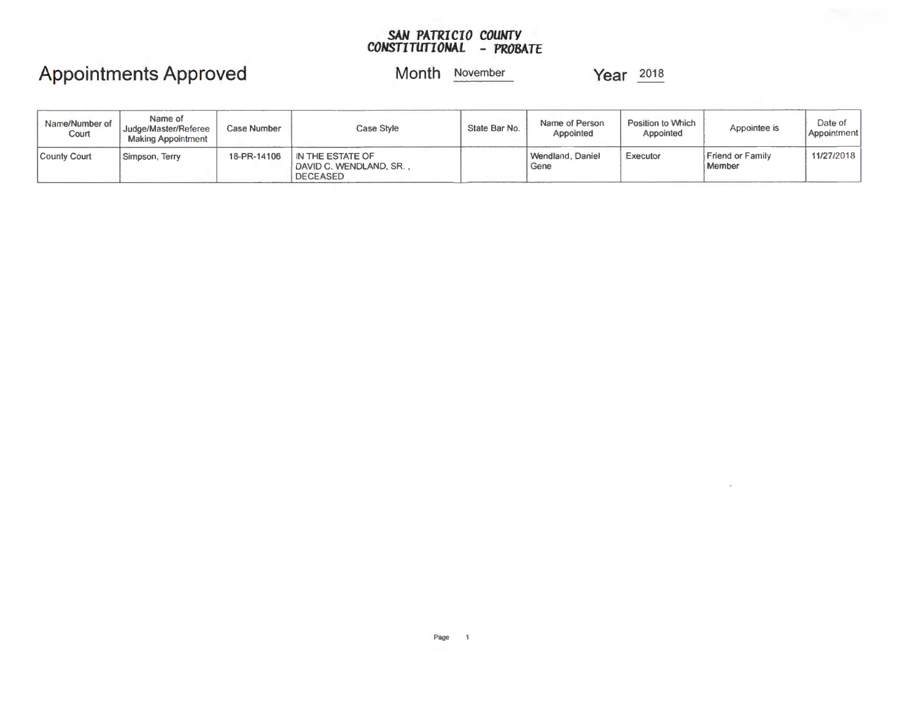**SAN PATRICIO COUNTY**
**CONSTITUTIONAL - PROBATE**

# Appointments Approved

Month November Year 2018

| Name/Number of Court | Name of Judge/Master/Referee Making Appointment | Case Number | Case Style | State Bar No. | Name of Person Appointed | Position to Which Appointed | Appointee is | Date of Appointment |
|---|---|---|---|---|---|---|---|---|
| County Court | Simpson, Terry | 18-PR-14106 | IN THE ESTATE OF DAVID C. WENDLAND, SR. , DECEASED | | Wendland, Daniel Gene | Executor | Friend or Family Member | 11/27/2018 |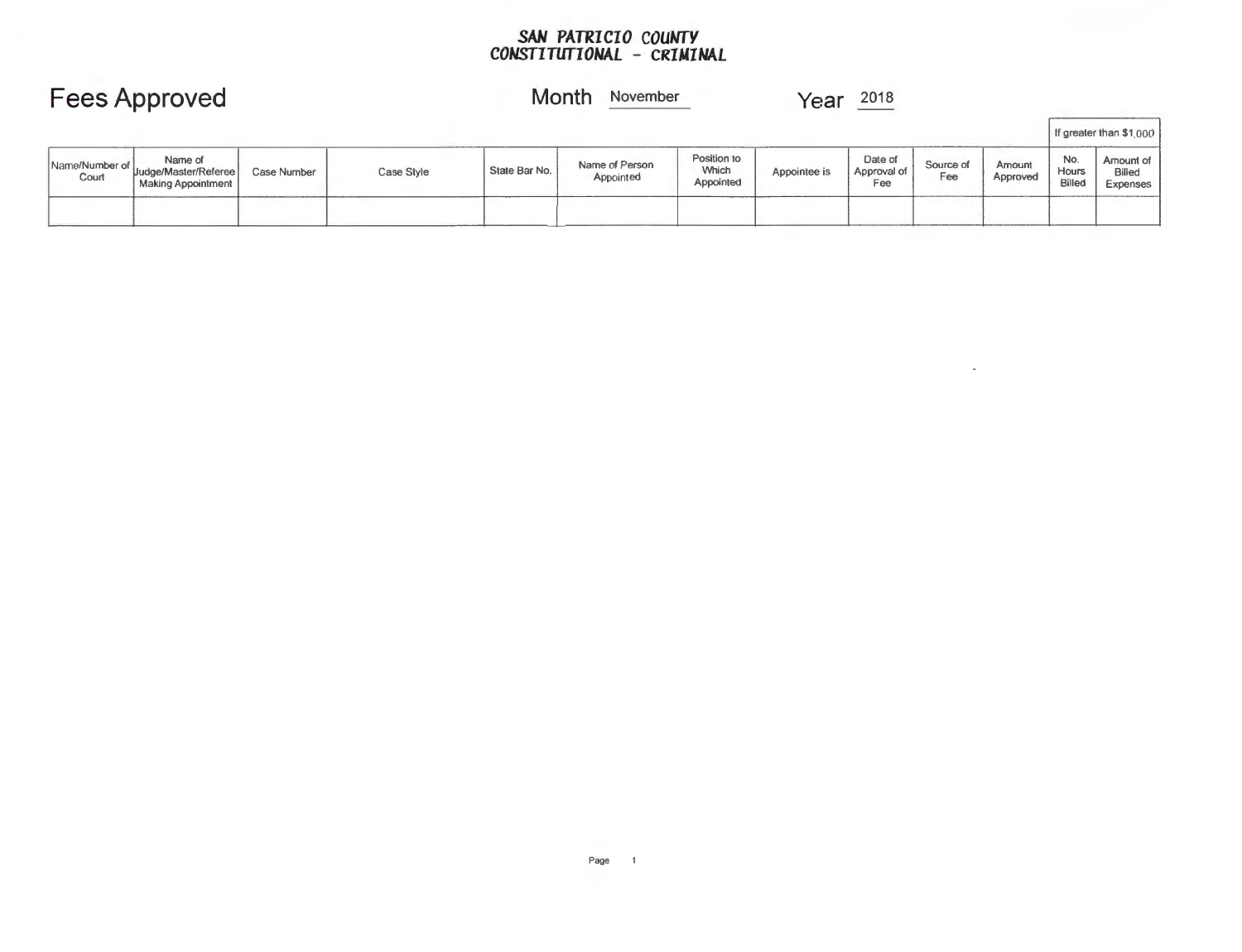**SAN PATRICIO COUNTY**
**CONSTITUTIONAL - CRIMINAL**

# Fees Approved

Month November

Year 2018

| Name/Number of Court | Name of Judge/Master/Referee Making Appointment | Case Number | Case Style | State Bar No. | Name of Person Appointed | Position to Which Appointed | Appointee is | Date of Approval of Fee | Source of Fee | Amount Approved | If greater than $1,000 | |
|---|---|---|---|---|---|---|---|---|---|---|---|---|
| | | | | | | | | | | | No. Hours Billed | Amount of Billed Expenses |
| | | | | | | | | | | | | |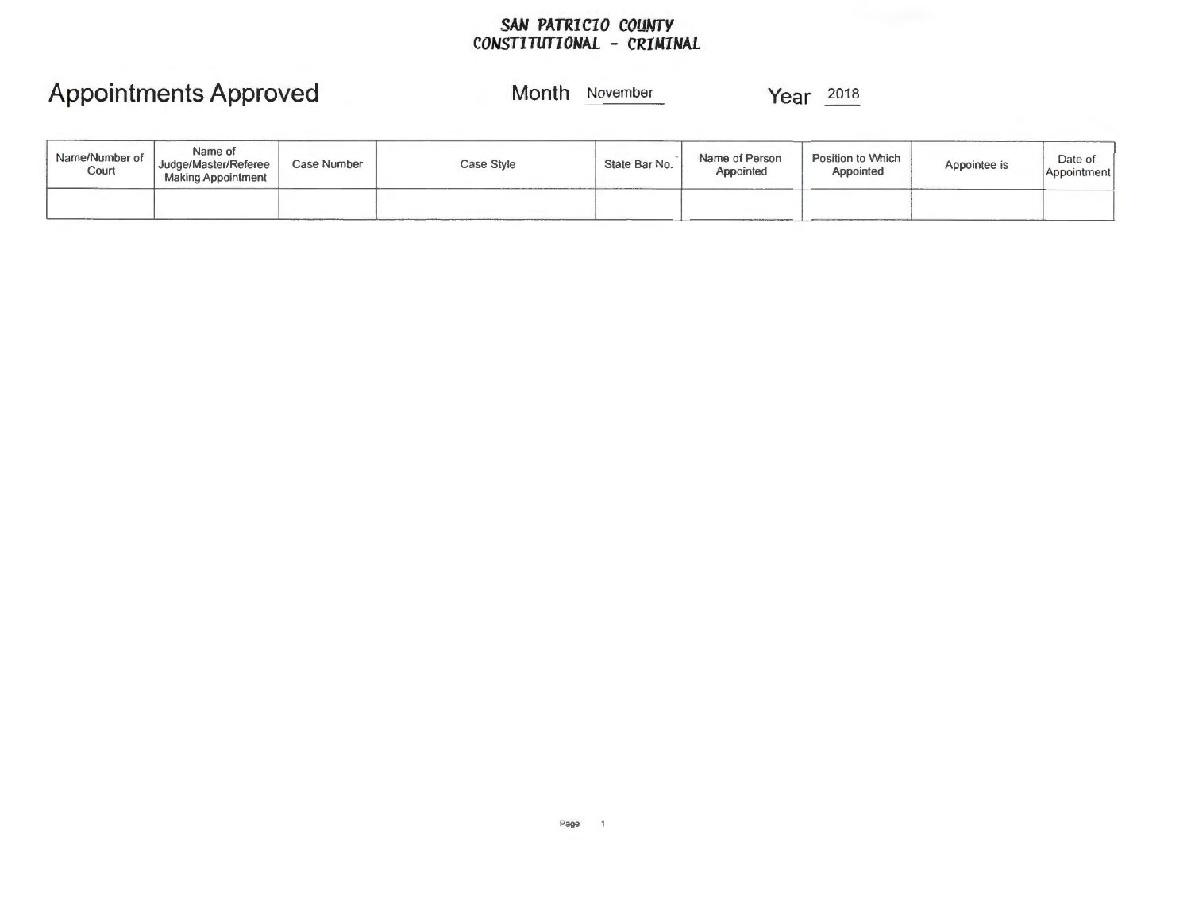**SAN PATRICIO COUNTY**
**CONSTITUTIONAL - CRIMINAL**

# Appointments Approved

Month November

Year 2018

| Name/Number of Court | Name of Judge/Master/Referee Making Appointment | Case Number | Case Style | State Bar No. | Name of Person Appointed | Position to Which Appointed | Appointee is | Date of Appointment |
|---|---|---|---|---|---|---|---|---|
| | | | | | | | | |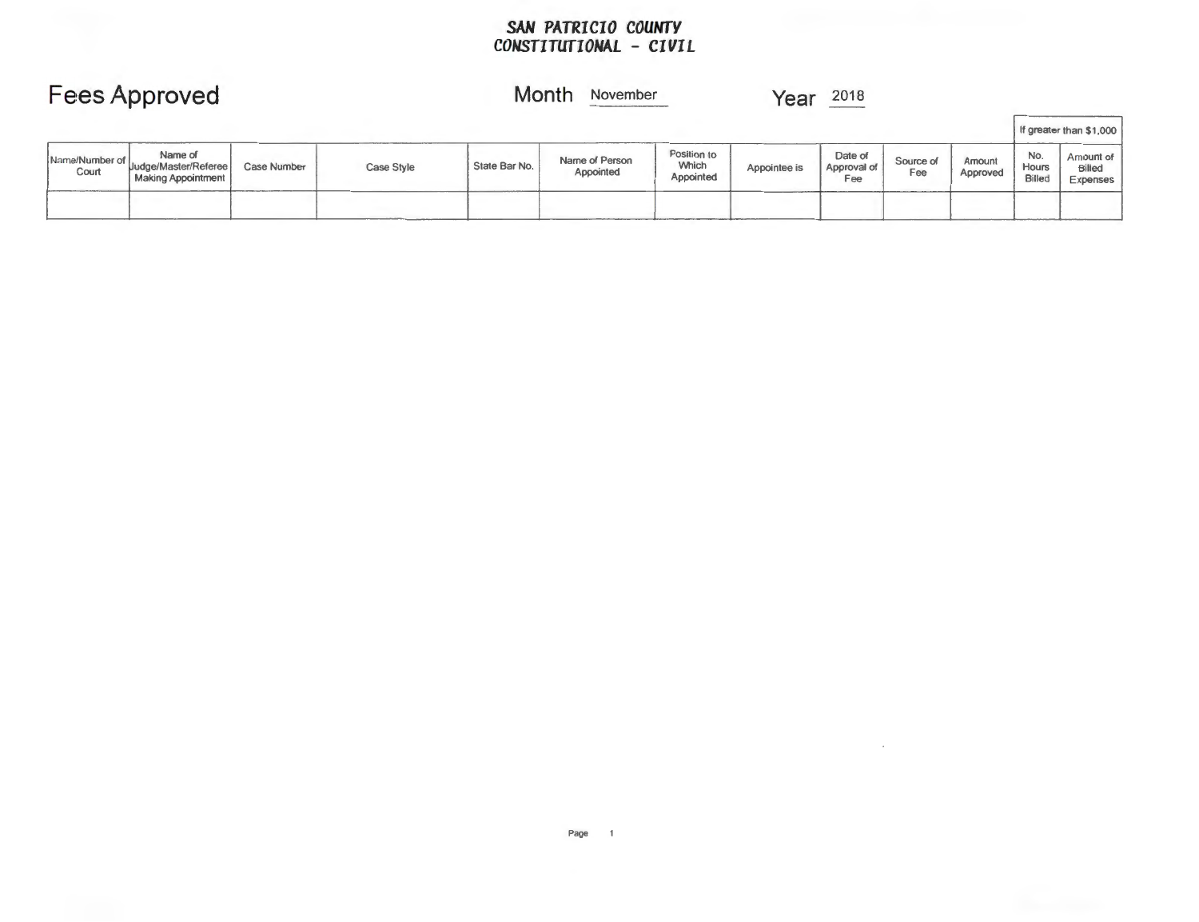**SAN PATRICIO COUNTY**
**CONSTITUTIONAL - CIVIL**

# Fees Approved

Month November    Year 2018

| Name/Number of Court | Name of Judge/Master/Referee Making Appointment | Case Number | Case Style | State Bar No. | Name of Person Appointed | Position to Which Appointed | Appointee is | Date of Approval of Fee | Source of Fee | Amount Approved | If greater than $1,000 | |
|---|---|---|---|---|---|---|---|---|---|---|---|---|
| | | | | | | | | | | | No. Hours Billed | Amount of Billed Expenses |
| | | | | | | | | | | | | |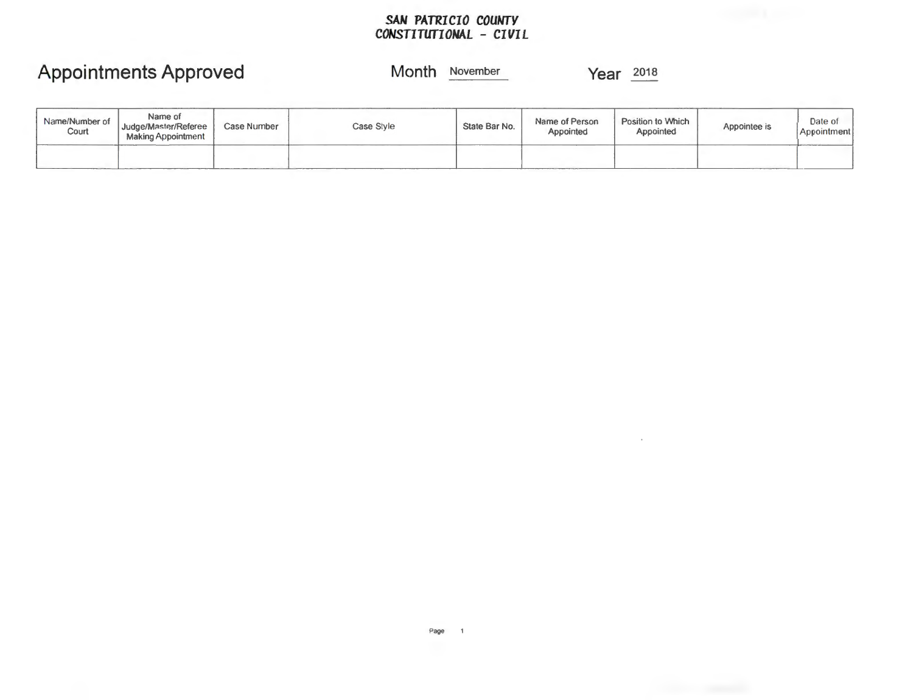**SAN PATRICIO COUNTY**
**CONSTITUTIONAL - CIVIL**

# Appointments Approved

Month November Year 2018

| Name/Number of Court | Name of Judge/Master/Referee Making Appointment | Case Number | Case Style | State Bar No. | Name of Person Appointed | Position to Which Appointed | Appointee is | Date of Appointment |
|---|---|---|---|---|---|---|---|---|
| | | | | | | | | |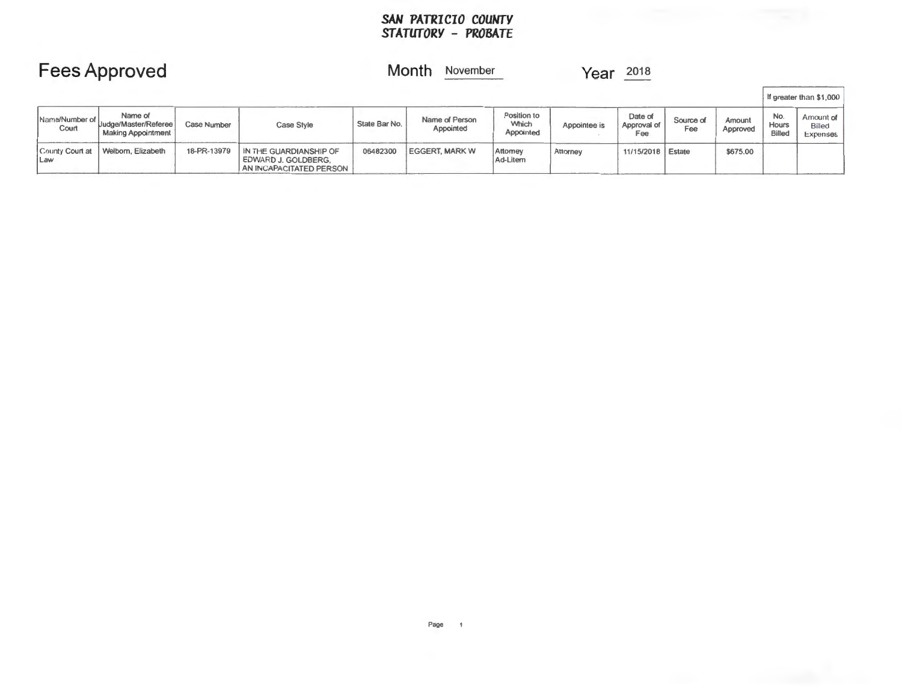**SAN PATRICIO COUNTY**
**STATUTORY - PROBATE**

# Fees Approved

Month November Year 2018

| Name/Number of Court | Name of Judge/Master/Referee Making Appointment | Case Number | Case Style | State Bar No. | Name of Person Appointed | Position to Which Appointed | Appointee is | Date of Approval of Fee | Source of Fee | Amount Approved | If greater than $1,000 | |
|---|---|---|---|---|---|---|---|---|---|---|---|---|
| | | | | | | | | | | | No. Hours Billed | Amount of Billed Expenses |
| County Court at Law | Welborn, Elizabeth | 18-PR-13979 | IN THE GUARDIANSHIP OF EDWARD J. GOLDBERG, AN INCAPACITATED PERSON | 06482300 | EGGERT, MARK W | Attorney Ad-Litem | Attorney | 11/15/2018 | Estate | $675.00 | | |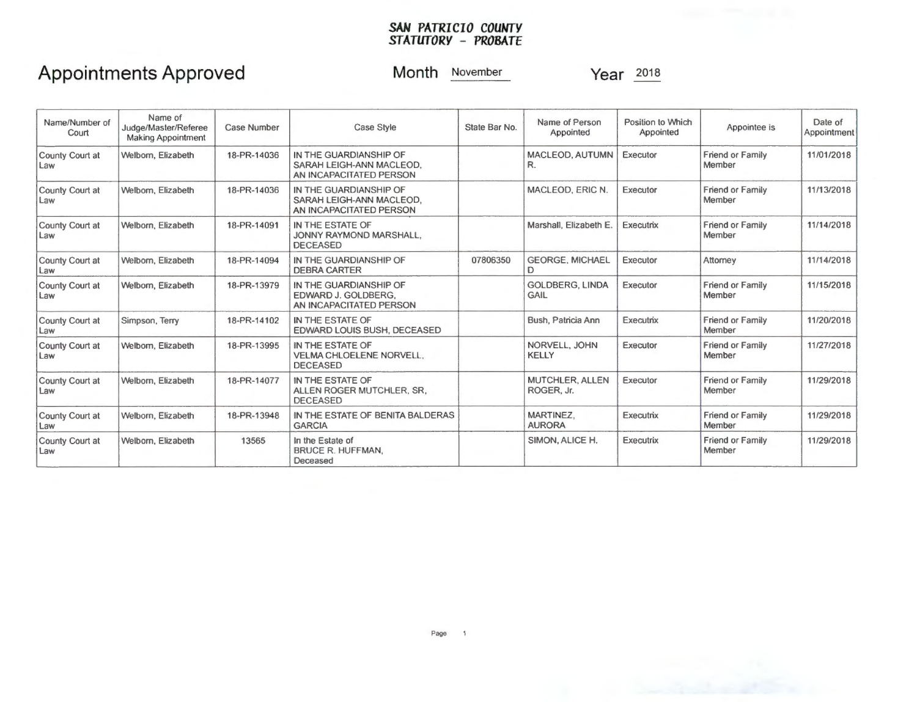**SAN PATRICIO COUNTY**
**STATUTORY - PROBATE**

# Appointments Approved

Month November Year 2018

| Name/Number of Court | Name of Judge/Master/Referee Making Appointment | Case Number | Case Style | State Bar No. | Name of Person Appointed | Position to Which Appointed | Appointee is | Date of Appointment |
|---|---|---|---|---|---|---|---|---|
| County Court at Law | Welborn, Elizabeth | 18-PR-14036 | IN THE GUARDIANSHIP OF SARAH LEIGH-ANN MACLEOD, AN INCAPACITATED PERSON | | MACLEOD, AUTUMN R. | Executor | Friend or Family Member | 11/01/2018 |
| County Court at Law | Welborn, Elizabeth | 18-PR-14036 | IN THE GUARDIANSHIP OF SARAH LEIGH-ANN MACLEOD, AN INCAPACITATED PERSON | | MACLEOD, ERIC N. | Executor | Friend or Family Member | 11/13/2018 |
| County Court at Law | Welborn, Elizabeth | 18-PR-14091 | IN THE ESTATE OF JONNY RAYMOND MARSHALL, DECEASED | | Marshall, Elizabeth E. | Executrix | Friend or Family Member | 11/14/2018 |
| County Court at Law | Welborn, Elizabeth | 18-PR-14094 | IN THE GUARDIANSHIP OF DEBRA CARTER | 07806350 | GEORGE, MICHAEL D | Executor | Attorney | 11/14/2018 |
| County Court at Law | Welborn, Elizabeth | 18-PR-13979 | IN THE GUARDIANSHIP OF EDWARD J. GOLDBERG, AN INCAPACITATED PERSON | | GOLDBERG, LINDA GAIL | Executor | Friend or Family Member | 11/15/2018 |
| County Court at Law | Simpson, Terry | 18-PR-14102 | IN THE ESTATE OF EDWARD LOUIS BUSH, DECEASED | | Bush, Patricia Ann | Executrix | Friend or Family Member | 11/20/2018 |
| County Court at Law | Welborn, Elizabeth | 18-PR-13995 | IN THE ESTATE OF VELMA CHLOELENE NORVELL, DECEASED | | NORVELL, JOHN KELLY | Executor | Friend or Family Member | 11/27/2018 |
| County Court at Law | Welborn, Elizabeth | 18-PR-14077 | IN THE ESTATE OF ALLEN ROGER MUTCHLER, SR, DECEASED | | MUTCHLER, ALLEN ROGER, Jr. | Executor | Friend or Family Member | 11/29/2018 |
| County Court at Law | Welborn, Elizabeth | 18-PR-13948 | IN THE ESTATE OF BENITA BALDERAS GARCIA | | MARTINEZ, AURORA | Executrix | Friend or Family Member | 11/29/2018 |
| County Court at Law | Welborn, Elizabeth | 13565 | In the Estate of BRUCE R. HUFFMAN, Deceased | | SIMON, ALICE H. | Executrix | Friend or Family Member | 11/29/2018 |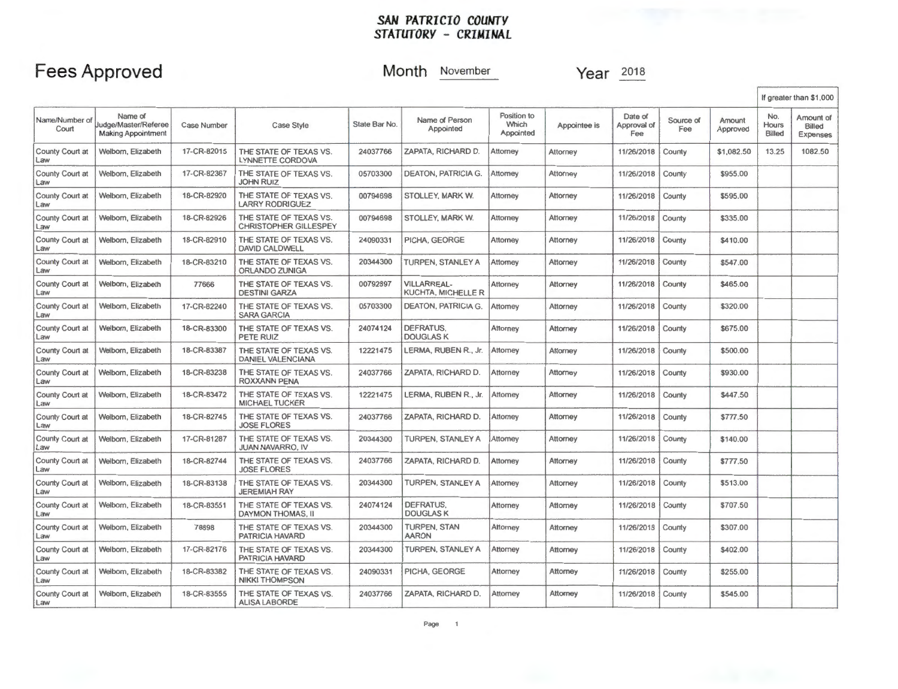**SAN PATRICIO COUNTY**
**STATUTORY - CRIMINAL**

# Fees Approved

Month November  Year 2018

| Name/Number of Court | Name of Judge/Master/Referee Making Appointment | Case Number | Case Style | State Bar No. | Name of Person Appointed | Position to Which Appointed | Appointee is | Date of Approval of Fee | Source of Fee | Amount Approved | If greater than $1,000 | |
|---|---|---|---|---|---|---|---|---|---|---|---|---|
| | | | | | | | | | | | No. Hours Billed | Amount of Billed Expenses |
| County Court at Law | Welborn, Elizabeth | 17-CR-82015 | THE STATE OF TEXAS VS. LYNNETTE CORDOVA | 24037766 | ZAPATA, RICHARD D. | Attorney | Attorney | 11/26/2018 | County | $1,082.50 | 13.25 | 1082.50 |
| County Court at Law | Welborn, Elizabeth | 17-CR-82367 | THE STATE OF TEXAS VS. JOHN RUIZ | 05703300 | DEATON, PATRICIA G. | Attorney | Attorney | 11/26/2018 | County | $955.00 | | |
| County Court at Law | Welborn, Elizabeth | 18-CR-82920 | THE STATE OF TEXAS VS. LARRY RODRIGUEZ | 00794698 | STOLLEY, MARK W. | Attorney | Attorney | 11/26/2018 | County | $595.00 | | |
| County Court at Law | Welborn, Elizabeth | 18-CR-82926 | THE STATE OF TEXAS VS. CHRISTOPHER GILLESPEY | 00794698 | STOLLEY, MARK W. | Attorney | Attorney | 11/26/2018 | County | $335.00 | | |
| County Court at Law | Welborn, Elizabeth | 18-CR-82910 | THE STATE OF TEXAS VS. DAVID CALDWELL | 24090331 | PICHA, GEORGE | Attorney | Attorney | 11/26/2018 | County | $410.00 | | |
| County Court at Law | Welborn, Elizabeth | 18-CR-83210 | THE STATE OF TEXAS VS. ORLANDO ZUNIGA | 20344300 | TURPEN, STANLEY A | Attorney | Attorney | 11/26/2018 | County | $547.00 | | |
| County Court at Law | Welborn, Elizabeth | 77666 | THE STATE OF TEXAS VS. DESTINI GARZA | 00792897 | VILLARREAL-KUCHTA, MICHELLE R | Attorney | Attorney | 11/26/2018 | County | $465.00 | | |
| County Court at Law | Welborn, Elizabeth | 17-CR-82240 | THE STATE OF TEXAS VS. SARA GARCIA | 05703300 | DEATON, PATRICIA G. | Attorney | Attorney | 11/26/2018 | County | $320.00 | | |
| County Court at Law | Welborn, Elizabeth | 18-CR-83300 | THE STATE OF TEXAS VS. PETE RUIZ | 24074124 | DEFRATUS, DOUGLAS K | Attorney | Attorney | 11/26/2018 | County | $675.00 | | |
| County Court at Law | Welborn, Elizabeth | 18-CR-83387 | THE STATE OF TEXAS VS. DANIEL VALENCIANA | 12221475 | LERMA, RUBEN R., Jr. | Attorney | Attorney | 11/26/2018 | County | $500.00 | | |
| County Court at Law | Welborn, Elizabeth | 18-CR-83238 | THE STATE OF TEXAS VS. ROXXANN PENA | 24037766 | ZAPATA, RICHARD D. | Attorney | Attorney | 11/26/2018 | County | $930.00 | | |
| County Court at Law | Welborn, Elizabeth | 18-CR-83472 | THE STATE OF TEXAS VS. MICHAEL TUCKER | 12221475 | LERMA, RUBEN R., Jr. | Attorney | Attorney | 11/26/2018 | County | $447.50 | | |
| County Court at Law | Welborn, Elizabeth | 18-CR-82745 | THE STATE OF TEXAS VS. JOSE FLORES | 24037766 | ZAPATA, RICHARD D. | Attorney | Attorney | 11/26/2018 | County | $777.50 | | |
| County Court at Law | Welborn, Elizabeth | 17-CR-81287 | THE STATE OF TEXAS VS. JUAN NAVARRO, IV | 20344300 | TURPEN, STANLEY A | Attorney | Attorney | 11/26/2018 | County | $140.00 | | |
| County Court at Law | Welborn, Elizabeth | 18-CR-82744 | THE STATE OF TEXAS VS. JOSE FLORES | 24037766 | ZAPATA, RICHARD D. | Attorney | Attorney | 11/26/2018 | County | $777.50 | | |
| County Court at Law | Welborn, Elizabeth | 18-CR-83138 | THE STATE OF TEXAS VS. JEREMIAH RAY | 20344300 | TURPEN, STANLEY A | Attorney | Attorney | 11/26/2018 | County | $513.00 | | |
| County Court at Law | Welborn, Elizabeth | 18-CR-83551 | THE STATE OF TEXAS VS. DAYMON THOMAS, II | 24074124 | DEFRATUS, DOUGLAS K | Attorney | Attorney | 11/26/2018 | County | $707.50 | | |
| County Court at Law | Welborn, Elizabeth | 78898 | THE STATE OF TEXAS VS. PATRICIA HAVARD | 20344300 | TURPEN, STAN AARON | Attorney | Attorney | 11/26/2018 | County | $307.00 | | |
| County Court at Law | Welborn, Elizabeth | 17-CR-82176 | THE STATE OF TEXAS VS. PATRICIA HAVARD | 20344300 | TURPEN, STANLEY A | Attorney | Attorney | 11/26/2018 | County | $402.00 | | |
| County Court at Law | Welborn, Elizabeth | 18-CR-83382 | THE STATE OF TEXAS VS. NIKKI THOMPSON | 24090331 | PICHA, GEORGE | Attorney | Attorney | 11/26/2018 | County | $255.00 | | |
| County Court at Law | Welborn, Elizabeth | 18-CR-83555 | THE STATE OF TEXAS VS. ALISA LABORDE | 24037766 | ZAPATA, RICHARD D. | Attorney | Attorney | 11/26/2018 | County | $545.00 | | |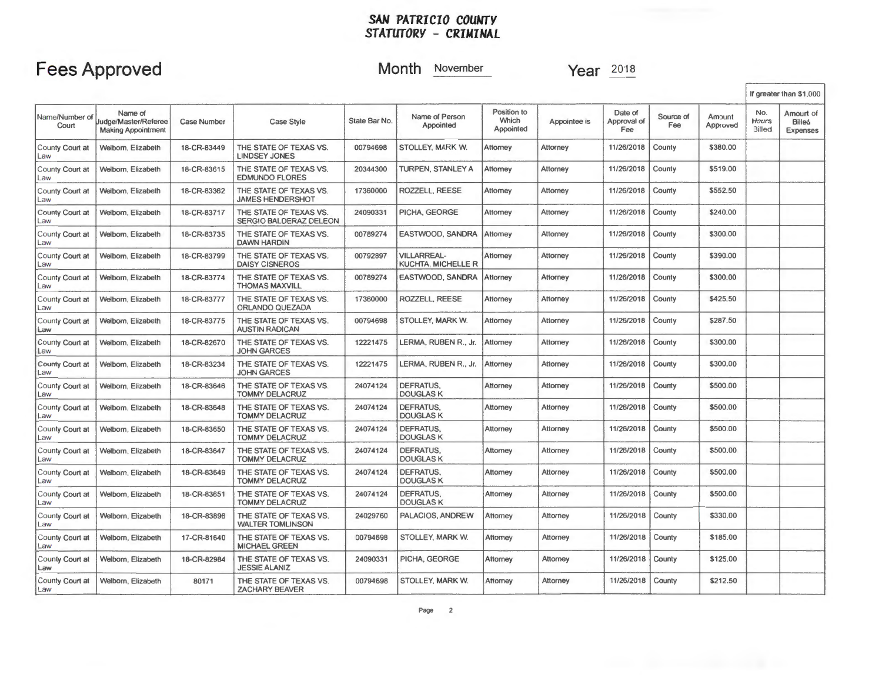## SAN PATRICIO COUNTY
## STATUTORY - CRIMINAL

# Fees Approved

**Month** November **Year** 2018

| Name/Number of Court | Name of Judge/Master/Referee Making Appointment | Case Number | Case Style | State Bar No. | Name of Person Appointed | Position to Which Appointed | Appointee is | Date of Approval of Fee | Source of Fee | Amount Approved | If greater than $1,000 | |
|---|---|---|---|---|---|---|---|---|---|---|---|---|
| | | | | | | | | | | | No. Hours Billed | Amount of Billed Expenses |
| County Court at Law | Welborn, Elizabeth | 18-CR-83449 | THE STATE OF TEXAS VS. LINDSEY JONES | 00794698 | STOLLEY, MARK W. | Attorney | Attorney | 11/26/2018 | County | $380.00 | | |
| County Court at Law | Welborn, Elizabeth | 18-CR-83615 | THE STATE OF TEXAS VS. EDMUNDO FLORES | 20344300 | TURPEN, STANLEY A | Attorney | Attorney | 11/26/2018 | County | $519.00 | | |
| County Court at Law | Welborn, Elizabeth | 18-CR-83362 | THE STATE OF TEXAS VS. JAMES HENDERSHOT | 17360000 | ROZZELL, REESE | Attorney | Attorney | 11/26/2018 | County | $552.50 | | |
| County Court at Law | Welborn, Elizabeth | 18-CR-83717 | THE STATE OF TEXAS VS. SERGIO BALDERAZ DELEON | 24090331 | PICHA, GEORGE | Attorney | Attorney | 11/26/2018 | County | $240.00 | | |
| County Court at Law | Welborn, Elizabeth | 18-CR-83735 | THE STATE OF TEXAS VS. DAWN HARDIN | 00789274 | EASTWOOD, SANDRA | Attorney | Attorney | 11/26/2018 | County | $300.00 | | |
| County Court at Law | Welborn, Elizabeth | 18-CR-83799 | THE STATE OF TEXAS VS. DAISY CISNEROS | 00792897 | VILLARREAL-KUCHTA, MICHELLE R | Attorney | Attorney | 11/26/2018 | County | $390.00 | | |
| County Court at Law | Welborn, Elizabeth | 18-CR-83774 | THE STATE OF TEXAS VS. THOMAS MAXVILL | 00789274 | EASTWOOD, SANDRA | Attorney | Attorney | 11/26/2018 | County | $300.00 | | |
| County Court at Law | Welborn, Elizabeth | 18-CR-83777 | THE STATE OF TEXAS VS. ORLANDO QUEZADA | 17360000 | ROZZELL, REESE | Attorney | Attorney | 11/26/2018 | County | $425.50 | | |
| County Court at Law | Welborn, Elizabeth | 18-CR-83775 | THE STATE OF TEXAS VS. AUSTIN RADICAN | 00794698 | STOLLEY, MARK W. | Attorney | Attorney | 11/26/2018 | County | $287.50 | | |
| County Court at Law | Welborn, Elizabeth | 18-CR-82670 | THE STATE OF TEXAS VS. JOHN GARCES | 12221475 | LERMA, RUBEN R., Jr. | Attorney | Attorney | 11/26/2018 | County | $300.00 | | |
| County Court at Law | Welborn, Elizabeth | 18-CR-83234 | THE STATE OF TEXAS VS. JOHN GARCES | 12221475 | LERMA, RUBEN R., Jr. | Attorney | Attorney | 11/26/2018 | County | $300.00 | | |
| County Court at Law | Welborn, Elizabeth | 18-CR-83646 | THE STATE OF TEXAS VS. TOMMY DELACRUZ | 24074124 | DEFRATUS, DOUGLAS K | Attorney | Attorney | 11/26/2018 | County | $500.00 | | |
| County Court at Law | Welborn, Elizabeth | 18-CR-83648 | THE STATE OF TEXAS VS. TOMMY DELACRUZ | 24074124 | DEFRATUS, DOUGLAS K | Attorney | Attorney | 11/26/2018 | County | $500.00 | | |
| County Court at Law | Welborn, Elizabeth | 18-CR-83650 | THE STATE OF TEXAS VS. TOMMY DELACRUZ | 24074124 | DEFRATUS, DOUGLAS K | Attorney | Attorney | 11/26/2018 | County | $500.00 | | |
| County Court at Law | Welborn, Elizabeth | 18-CR-83647 | THE STATE OF TEXAS VS. TOMMY DELACRUZ | 24074124 | DEFRATUS, DOUGLAS K | Attorney | Attorney | 11/26/2018 | County | $500.00 | | |
| County Court at Law | Welborn, Elizabeth | 18-CR-83649 | THE STATE OF TEXAS VS. TOMMY DELACRUZ | 24074124 | DEFRATUS, DOUGLAS K | Attorney | Attorney | 11/26/2018 | County | $500.00 | | |
| County Court at Law | Welborn, Elizabeth | 18-CR-83651 | THE STATE OF TEXAS VS. TOMMY DELACRUZ | 24074124 | DEFRATUS, DOUGLAS K | Attorney | Attorney | 11/26/2018 | County | $500.00 | | |
| County Court at Law | Welborn, Elizabeth | 18-CR-83896 | THE STATE OF TEXAS VS. WALTER TOMLINSON | 24029760 | PALACIOS, ANDREW | Attorney | Attorney | 11/26/2018 | County | $330.00 | | |
| County Court at Law | Welborn, Elizabeth | 17-CR-81640 | THE STATE OF TEXAS VS. MICHAEL GREEN | 00794698 | STOLLEY, MARK W. | Attorney | Attorney | 11/26/2018 | County | $185.00 | | |
| County Court at Law | Welborn, Elizabeth | 18-CR-82984 | THE STATE OF TEXAS VS. JESSIE ALANIZ | 24090331 | PICHA, GEORGE | Attorney | Attorney | 11/26/2018 | County | $125.00 | | |
| County Court at Law | Welborn, Elizabeth | 80171 | THE STATE OF TEXAS VS. ZACHARY BEAVER | 00794698 | STOLLEY, MARK W. | Attorney | Attorney | 11/26/2018 | County | $212.50 | | |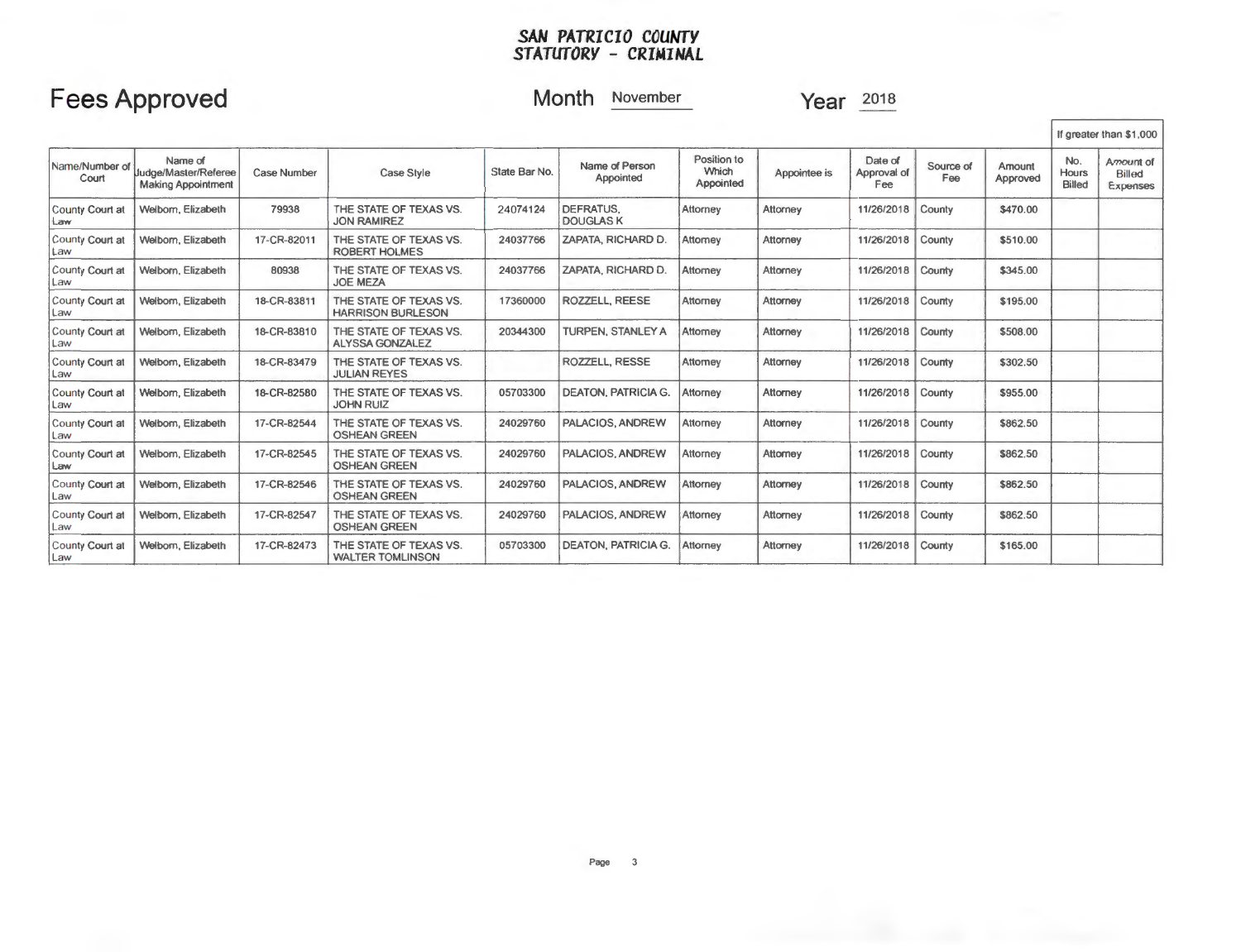**SAN PATRICIO COUNTY**
**STATUTORY - CRIMINAL**

# Fees Approved

Month November Year 2018

| Name/Number of Court | Name of Judge/Master/Referee Making Appointment | Case Number | Case Style | State Bar No. | Name of Person Appointed | Position to Which Appointed | Appointee is | Date of Approval of Fee | Source of Fee | Amount Approved | If greater than $1,000 | |
|---|---|---|---|---|---|---|---|---|---|---|---|---|
| | | | | | | | | | | | No. Hours Billed | Amount of Billed Expenses |
| County Court at Law | Welborn, Elizabeth | 79938 | THE STATE OF TEXAS VS. JON RAMIREZ | 24074124 | DEFRATUS, DOUGLAS K | Attorney | Attorney | 11/26/2018 | County | $470.00 | | |
| County Court at Law | Welborn, Elizabeth | 17-CR-82011 | THE STATE OF TEXAS VS. ROBERT HOLMES | 24037766 | ZAPATA, RICHARD D. | Attorney | Attorney | 11/26/2018 | County | $510.00 | | |
| County Court at Law | Welborn, Elizabeth | 80938 | THE STATE OF TEXAS VS. JOE MEZA | 24037766 | ZAPATA, RICHARD D. | Attorney | Attorney | 11/26/2018 | County | $345.00 | | |
| County Court at Law | Welborn, Elizabeth | 18-CR-83811 | THE STATE OF TEXAS VS. HARRISON BURLESON | 17360000 | ROZZELL, REESE | Attorney | Attorney | 11/26/2018 | County | $195.00 | | |
| County Court at Law | Welborn, Elizabeth | 18-CR-83810 | THE STATE OF TEXAS VS. ALYSSA GONZALEZ | 20344300 | TURPEN, STANLEY A | Attorney | Attorney | 11/26/2018 | County | $508.00 | | |
| County Court at Law | Welborn, Elizabeth | 18-CR-83479 | THE STATE OF TEXAS VS. JULIAN REYES | | ROZZELL, RESSE | Attorney | Attorney | 11/26/2018 | County | $302.50 | | |
| County Court at Law | Welborn, Elizabeth | 18-CR-82580 | THE STATE OF TEXAS VS. JOHN RUIZ | 05703300 | DEATON, PATRICIA G. | Attorney | Attorney | 11/26/2018 | County | $955.00 | | |
| County Court at Law | Welborn, Elizabeth | 17-CR-82544 | THE STATE OF TEXAS VS. OSHEAN GREEN | 24029760 | PALACIOS, ANDREW | Attorney | Attorney | 11/26/2018 | County | $862.50 | | |
| County Court at Law | Welborn, Elizabeth | 17-CR-82545 | THE STATE OF TEXAS VS. OSHEAN GREEN | 24029760 | PALACIOS, ANDREW | Attorney | Attorney | 11/26/2018 | County | $862.50 | | |
| County Court at Law | Welborn, Elizabeth | 17-CR-82546 | THE STATE OF TEXAS VS. OSHEAN GREEN | 24029760 | PALACIOS, ANDREW | Attorney | Attorney | 11/26/2018 | County | $862.50 | | |
| County Court at Law | Welborn, Elizabeth | 17-CR-82547 | THE STATE OF TEXAS VS. OSHEAN GREEN | 24029760 | PALACIOS, ANDREW | Attorney | Attorney | 11/26/2018 | County | $862.50 | | |
| County Court at Law | Welborn, Elizabeth | 17-CR-82473 | THE STATE OF TEXAS VS. WALTER TOMLINSON | 05703300 | DEATON, PATRICIA G. | Attorney | Attorney | 11/26/2018 | County | $165.00 | | |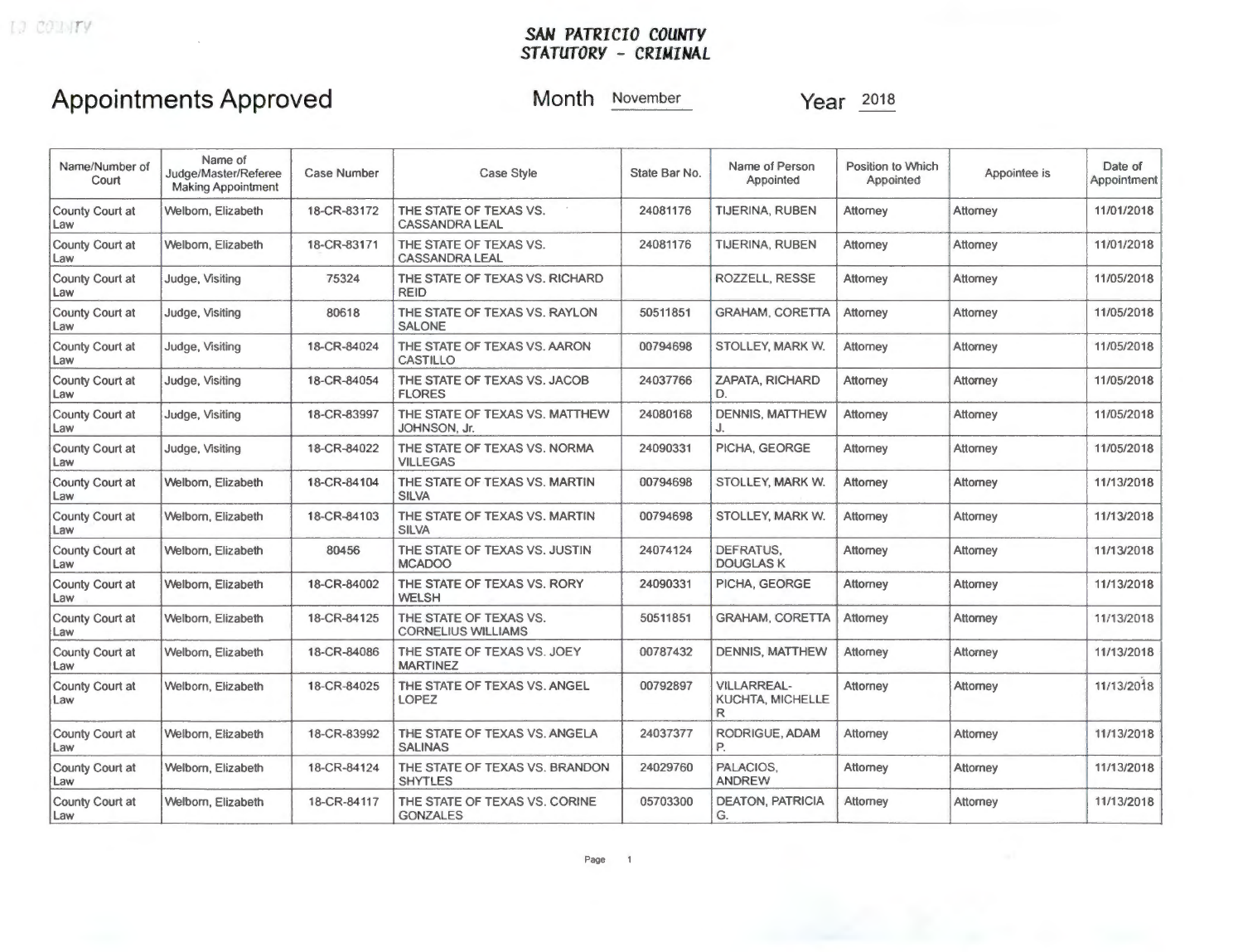**SAN PATRICIO COUNTY**
**STATUTORY - CRIMINAL**

# Appointments Approved

Month November Year 2018

| Name/Number of Court | Name of Judge/Master/Referee Making Appointment | Case Number | Case Style | State Bar No. | Name of Person Appointed | Position to Which Appointed | Appointee is | Date of Appointment |
|---|---|---|---|---|---|---|---|---|
| County Court at Law | Welborn, Elizabeth | 18-CR-83172 | THE STATE OF TEXAS VS. CASSANDRA LEAL | 24081176 | TIJERINA, RUBEN | Attorney | Attorney | 11/01/2018 |
| County Court at Law | Welborn, Elizabeth | 18-CR-83171 | THE STATE OF TEXAS VS. CASSANDRA LEAL | 24081176 | TIJERINA, RUBEN | Attorney | Attorney | 11/01/2018 |
| County Court at Law | Judge, Visiting | 75324 | THE STATE OF TEXAS VS. RICHARD REID | | ROZZELL, RESSE | Attorney | Attorney | 11/05/2018 |
| County Court at Law | Judge, Visiting | 80618 | THE STATE OF TEXAS VS. RAYLON SALONE | 50511851 | GRAHAM, CORETTA | Attorney | Attorney | 11/05/2018 |
| County Court at Law | Judge, Visiting | 18-CR-84024 | THE STATE OF TEXAS VS. AARON CASTILLO | 00794698 | STOLLEY, MARK W. | Attorney | Attorney | 11/05/2018 |
| County Court at Law | Judge, Visiting | 18-CR-84054 | THE STATE OF TEXAS VS. JACOB FLORES | 24037766 | ZAPATA, RICHARD D. | Attorney | Attorney | 11/05/2018 |
| County Court at Law | Judge, Visiting | 18-CR-83997 | THE STATE OF TEXAS VS. MATTHEW JOHNSON, Jr. | 24080168 | DENNIS, MATTHEW J. | Attorney | Attorney | 11/05/2018 |
| County Court at Law | Judge, Visiting | 18-CR-84022 | THE STATE OF TEXAS VS. NORMA VILLEGAS | 24090331 | PICHA, GEORGE | Attorney | Attorney | 11/05/2018 |
| County Court at Law | Welborn, Elizabeth | 18-CR-84104 | THE STATE OF TEXAS VS. MARTIN SILVA | 00794698 | STOLLEY, MARK W. | Attorney | Attorney | 11/13/2018 |
| County Court at Law | Welborn, Elizabeth | 18-CR-84103 | THE STATE OF TEXAS VS. MARTIN SILVA | 00794698 | STOLLEY, MARK W. | Attorney | Attorney | 11/13/2018 |
| County Court at Law | Welborn, Elizabeth | 80456 | THE STATE OF TEXAS VS. JUSTIN MCADOO | 24074124 | DEFRATUS, DOUGLAS K | Attorney | Attorney | 11/13/2018 |
| County Court at Law | Welborn, Elizabeth | 18-CR-84002 | THE STATE OF TEXAS VS. RORY WELSH | 24090331 | PICHA, GEORGE | Attorney | Attorney | 11/13/2018 |
| County Court at Law | Welborn, Elizabeth | 18-CR-84125 | THE STATE OF TEXAS VS. CORNELIUS WILLIAMS | 50511851 | GRAHAM, CORETTA | Attorney | Attorney | 11/13/2018 |
| County Court at Law | Welborn, Elizabeth | 18-CR-84086 | THE STATE OF TEXAS VS. JOEY MARTINEZ | 00787432 | DENNIS, MATTHEW | Attorney | Attorney | 11/13/2018 |
| County Court at Law | Welborn, Elizabeth | 18-CR-84025 | THE STATE OF TEXAS VS. ANGEL LOPEZ | 00792897 | VILLARREAL-KUCHTA, MICHELLE R | Attorney | Attorney | 11/13/2018 |
| County Court at Law | Welborn, Elizabeth | 18-CR-83992 | THE STATE OF TEXAS VS. ANGELA SALINAS | 24037377 | RODRIGUE, ADAM P. | Attorney | Attorney | 11/13/2018 |
| County Court at Law | Welborn, Elizabeth | 18-CR-84124 | THE STATE OF TEXAS VS. BRANDON SHYTLES | 24029760 | PALACIOS, ANDREW | Attorney | Attorney | 11/13/2018 |
| County Court at Law | Welborn, Elizabeth | 18-CR-84117 | THE STATE OF TEXAS VS. CORINE GONZALES | 05703300 | DEATON, PATRICIA G. | Attorney | Attorney | 11/13/2018 |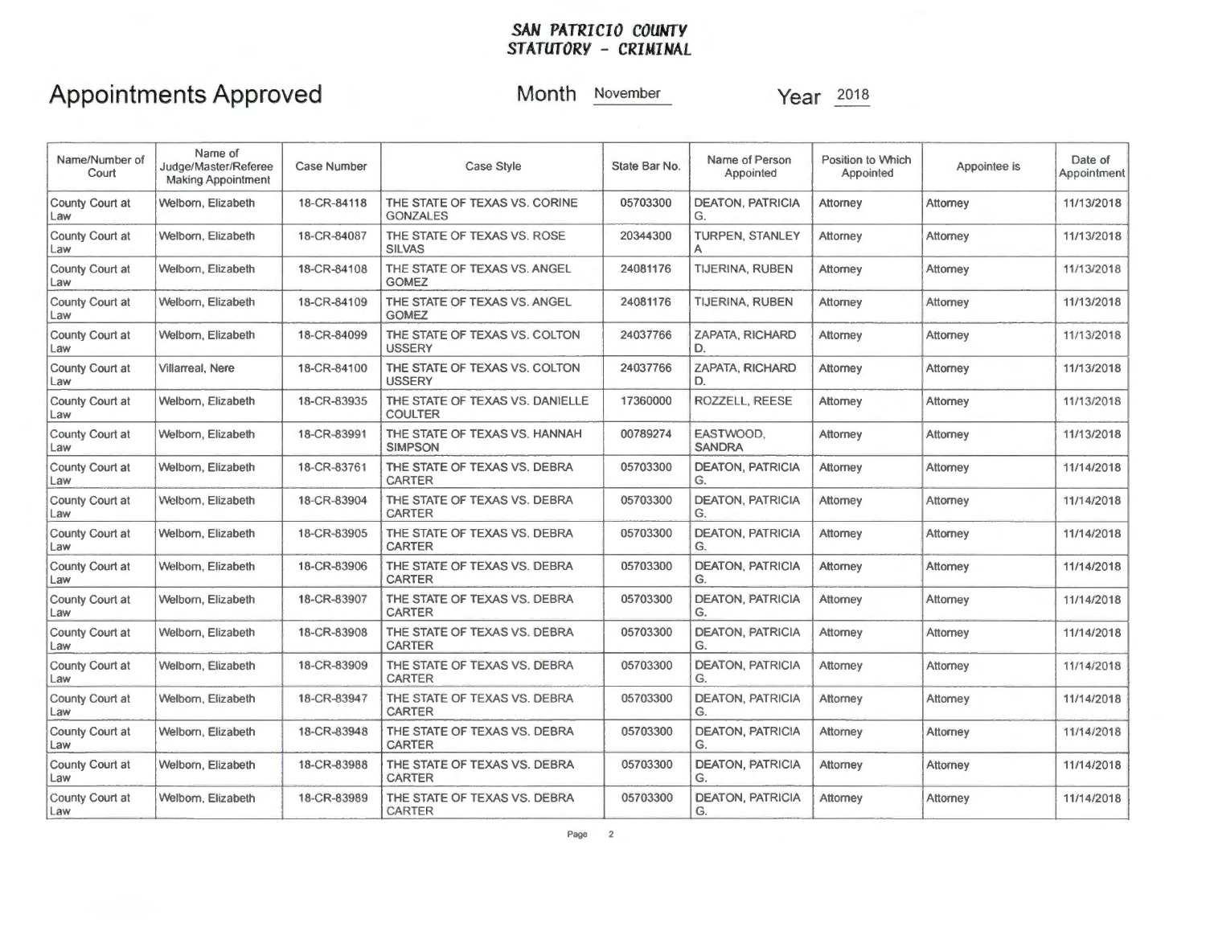**SAN PATRICIO COUNTY**
**STATUTORY - CRIMINAL**

# Appointments Approved

Month November Year 2018

| Name/Number of Court | Name of Judge/Master/Referee Making Appointment | Case Number | Case Style | State Bar No. | Name of Person Appointed | Position to Which Appointed | Appointee is | Date of Appointment |
|---|---|---|---|---|---|---|---|---|
| County Court at Law | Welborn, Elizabeth | 18-CR-84118 | THE STATE OF TEXAS VS. CORINE GONZALES | 05703300 | DEATON, PATRICIA G. | Attorney | Attorney | 11/13/2018 |
| County Court at Law | Welborn, Elizabeth | 18-CR-84087 | THE STATE OF TEXAS VS. ROSE SILVAS | 20344300 | TURPEN, STANLEY A | Attorney | Attorney | 11/13/2018 |
| County Court at Law | Welborn, Elizabeth | 18-CR-84108 | THE STATE OF TEXAS VS. ANGEL GOMEZ | 24081176 | TIJERINA, RUBEN | Attorney | Attorney | 11/13/2018 |
| County Court at Law | Welborn, Elizabeth | 18-CR-84109 | THE STATE OF TEXAS VS. ANGEL GOMEZ | 24081176 | TIJERINA, RUBEN | Attorney | Attorney | 11/13/2018 |
| County Court at Law | Welborn, Elizabeth | 18-CR-84099 | THE STATE OF TEXAS VS. COLTON USSERY | 24037766 | ZAPATA, RICHARD D. | Attorney | Attorney | 11/13/2018 |
| County Court at Law | Villarreal, Nere | 18-CR-84100 | THE STATE OF TEXAS VS. COLTON USSERY | 24037766 | ZAPATA, RICHARD D. | Attorney | Attorney | 11/13/2018 |
| County Court at Law | Welborn, Elizabeth | 18-CR-83935 | THE STATE OF TEXAS VS. DANIELLE COULTER | 17360000 | ROZZELL, REESE | Attorney | Attorney | 11/13/2018 |
| County Court at Law | Welborn, Elizabeth | 18-CR-83991 | THE STATE OF TEXAS VS. HANNAH SIMPSON | 00789274 | EASTWOOD, SANDRA | Attorney | Attorney | 11/13/2018 |
| County Court at Law | Welborn, Elizabeth | 18-CR-83761 | THE STATE OF TEXAS VS. DEBRA CARTER | 05703300 | DEATON, PATRICIA G. | Attorney | Attorney | 11/14/2018 |
| County Court at Law | Welborn, Elizabeth | 18-CR-83904 | THE STATE OF TEXAS VS. DEBRA CARTER | 05703300 | DEATON, PATRICIA G. | Attorney | Attorney | 11/14/2018 |
| County Court at Law | Welborn, Elizabeth | 18-CR-83905 | THE STATE OF TEXAS VS. DEBRA CARTER | 05703300 | DEATON, PATRICIA G. | Attorney | Attorney | 11/14/2018 |
| County Court at Law | Welborn, Elizabeth | 18-CR-83906 | THE STATE OF TEXAS VS. DEBRA CARTER | 05703300 | DEATON, PATRICIA G. | Attorney | Attorney | 11/14/2018 |
| County Court at Law | Welborn, Elizabeth | 18-CR-83907 | THE STATE OF TEXAS VS. DEBRA CARTER | 05703300 | DEATON, PATRICIA G. | Attorney | Attorney | 11/14/2018 |
| County Court at Law | Welborn, Elizabeth | 18-CR-83908 | THE STATE OF TEXAS VS. DEBRA CARTER | 05703300 | DEATON, PATRICIA G. | Attorney | Attorney | 11/14/2018 |
| County Court at Law | Welborn, Elizabeth | 18-CR-83909 | THE STATE OF TEXAS VS. DEBRA CARTER | 05703300 | DEATON, PATRICIA G. | Attorney | Attorney | 11/14/2018 |
| County Court at Law | Welborn, Elizabeth | 18-CR-83947 | THE STATE OF TEXAS VS. DEBRA CARTER | 05703300 | DEATON, PATRICIA G. | Attorney | Attorney | 11/14/2018 |
| County Court at Law | Welborn, Elizabeth | 18-CR-83948 | THE STATE OF TEXAS VS. DEBRA CARTER | 05703300 | DEATON, PATRICIA G. | Attorney | Attorney | 11/14/2018 |
| County Court at Law | Welborn, Elizabeth | 18-CR-83988 | THE STATE OF TEXAS VS. DEBRA CARTER | 05703300 | DEATON, PATRICIA G. | Attorney | Attorney | 11/14/2018 |
| County Court at Law | Welborn, Elizabeth | 18-CR-83989 | THE STATE OF TEXAS VS. DEBRA CARTER | 05703300 | DEATON, PATRICIA G. | Attorney | Attorney | 11/14/2018 |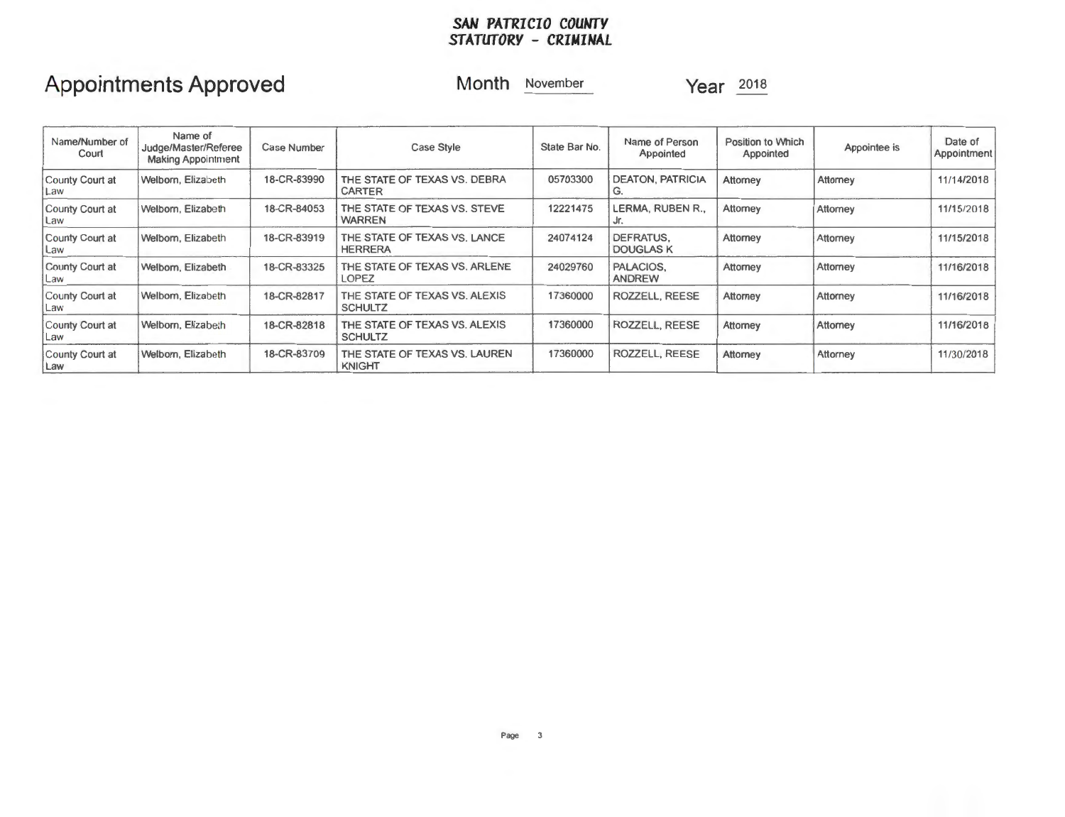***SAN PATRICIO COUNTY***
***STATUTORY - CRIMINAL***

# Appointments Approved

**Month** November **Year** 2018

| Name/Number of Court | Name of Judge/Master/Referee Making Appointment | Case Number | Case Style | State Bar No. | Name of Person Appointed | Position to Which Appointed | Appointee is | Date of Appointment |
|---|---|---|---|---|---|---|---|---|
| County Court at Law | Welborn, Elizabeth | 18-CR-83990 | THE STATE OF TEXAS VS. DEBRA CARTER | 05703300 | DEATON, PATRICIA G. | Attorney | Attorney | 11/14/2018 |
| County Court at Law | Welborn, Elizabeth | 18-CR-84053 | THE STATE OF TEXAS VS. STEVE WARREN | 12221475 | LERMA, RUBEN R., Jr. | Attorney | Attorney | 11/15/2018 |
| County Court at Law | Welborn, Elizabeth | 18-CR-83919 | THE STATE OF TEXAS VS. LANCE HERRERA | 24074124 | DEFRATUS, DOUGLAS K | Attorney | Attorney | 11/15/2018 |
| County Court at Law | Welborn, Elizabeth | 18-CR-83325 | THE STATE OF TEXAS VS. ARLENE LOPEZ | 24029760 | PALACIOS, ANDREW | Attorney | Attorney | 11/16/2018 |
| County Court at Law | Welborn, Elizabeth | 18-CR-82817 | THE STATE OF TEXAS VS. ALEXIS SCHULTZ | 17360000 | ROZZELL, REESE | Attorney | Attorney | 11/16/2018 |
| County Court at Law | Welborn, Elizabeth | 18-CR-82818 | THE STATE OF TEXAS VS. ALEXIS SCHULTZ | 17360000 | ROZZELL, REESE | Attorney | Attorney | 11/16/2018 |
| County Court at Law | Welborn, Elizabeth | 18-CR-83709 | THE STATE OF TEXAS VS. LAUREN KNIGHT | 17360000 | ROZZELL, REESE | Attorney | Attorney | 11/30/2018 |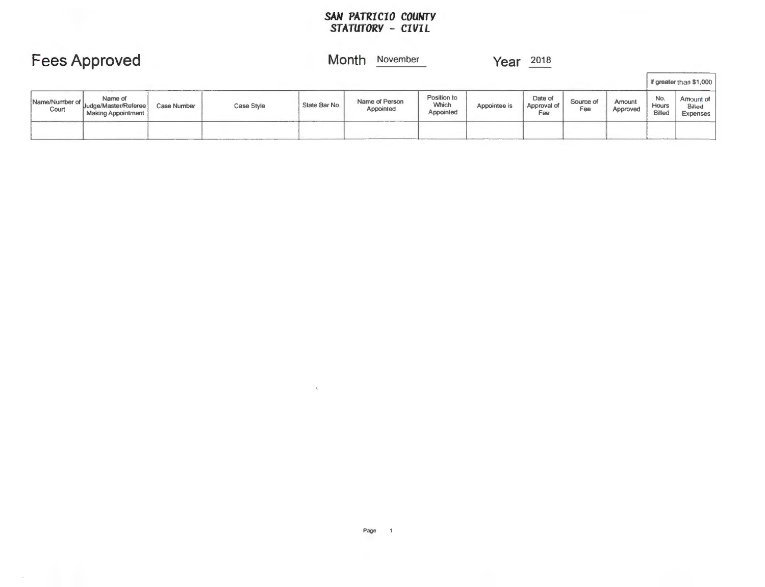**SAN PATRICIO COUNTY**
**STATUTORY - CIVIL**

# Fees Approved

Month November

Year 2018

| Name/Number of Court | Name of Judge/Master/Referee Making Appointment | Case Number | Case Style | State Bar No. | Name of Person Appointed | Position to Which Appointed | Appointee is | Date of Approval of Fee | Source of Fee | Amount Approved | If greater than $1,000 | |
|---|---|---|---|---|---|---|---|---|---|---|---|---|
| | | | | | | | | | | | No. Hours Billed | Amount of Billed Expenses |
| | | | | | | | | | | | | |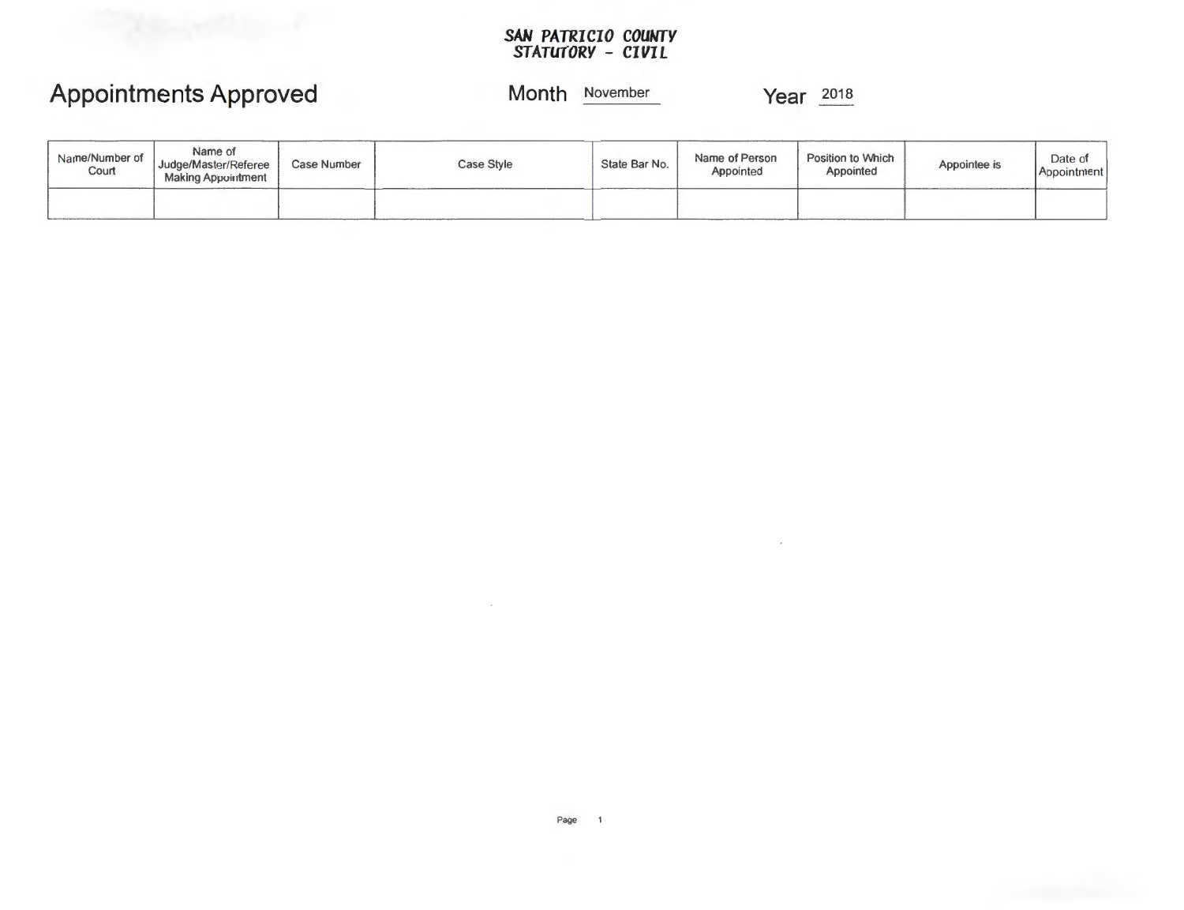**SAN PATRICIO COUNTY**
**STATUTORY - CIVIL**

# Appointments Approved

Month November Year 2018

| Name/Number of Court | Name of Judge/Master/Referee Making Appointment | Case Number | Case Style | State Bar No. | Name of Person Appointed | Position to Which Appointed | Appointee is | Date of Appointment |
|---|---|---|---|---|---|---|---|---|
| | | | | | | | | |